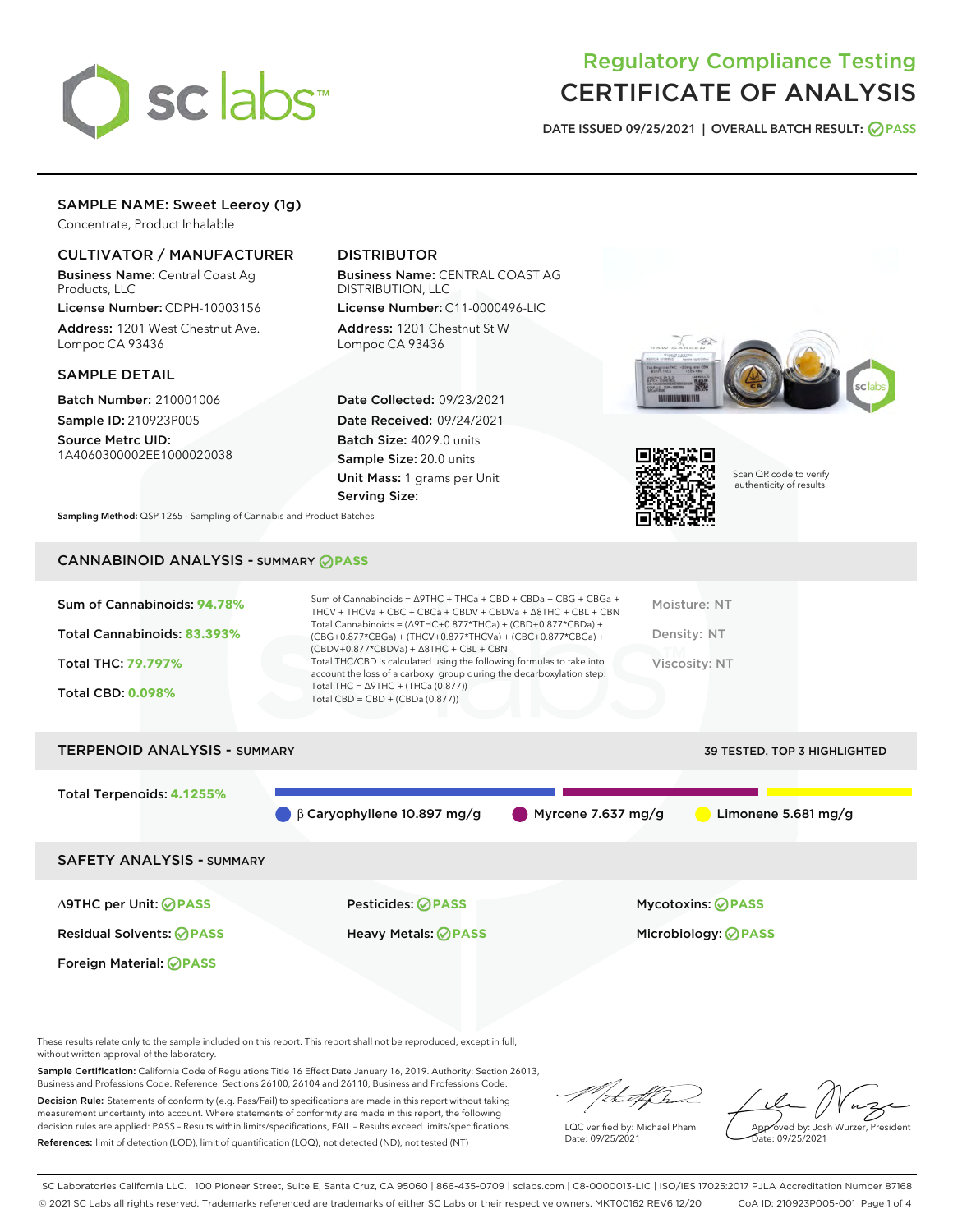# Regulatory Compliance Testing
# CERTIFICATE OF ANALYSIS

DATE ISSUED 09/25/2021 | OVERALL BATCH RESULT: PASS

## SAMPLE NAME: Sweet Leeroy (1g)

Concentrate, Product Inhalable

### CULTIVATOR / MANUFACTURER

**Business Name:** Central Coast Ag Products, LLC

**License Number:** CDPH-10003156

**Address:** 1201 West Chestnut Ave. Lompoc CA 93436

### DISTRIBUTOR

**Business Name:** CENTRAL COAST AG DISTRIBUTION, LLC

**License Number:** C11-0000496-LIC

**Address:** 1201 Chestnut St W Lompoc CA 93436

### SAMPLE DETAIL

**Batch Number:** 210001006

**Sample ID:** 210923P005

**Source Metrc UID:** 1A4060300002EE1000020038

**Date Collected:** 09/23/2021

**Date Received:** 09/24/2021

**Batch Size:** 4029.0 units

**Sample Size:** 20.0 units

**Unit Mass:** 1 grams per Unit

**Serving Size:**

Scan QR code to verify authenticity of results.

**Sampling Method:** QSP 1265 - Sampling of Cannabis and Product Batches

## CANNABINOID ANALYSIS - SUMMARY PASS

Sum of Cannabinoids: **94.78%**

Total Cannabinoids: **83.393%**

Total THC: **79.797%**

Total CBD: **0.098%**

Sum of Cannabinoids = Δ9THC + THCa + CBD + CBDa + CBG + CBGa + THCV + THCVa + CBC + CBCa + CBDV + CBDVa + Δ8THC + CBL + CBN
Total Cannabinoids = (Δ9THC+0.877*THCa) + (CBD+0.877*CBDa) + (CBG+0.877*CBGa) + (THCV+0.877*THCVa) + (CBC+0.877*CBCa) + (CBDV+0.877*CBDVa) + Δ8THC + CBL + CBN
Total THC/CBD is calculated using the following formulas to take into account the loss of a carboxyl group during the decarboxylation step:
Total THC = Δ9THC + (THCa (0.877))
Total CBD = CBD + (CBDa (0.877))

Moisture: NT

Density: NT

Viscosity: NT

## TERPENOID ANALYSIS - SUMMARY

39 TESTED, TOP 3 HIGHLIGHTED

Total Terpenoids: **4.1255%**

β Caryophyllene 10.897 mg/g | Myrcene 7.637 mg/g | Limonene 5.681 mg/g

## SAFETY ANALYSIS - SUMMARY

| | | |
|---|---|---|
| Δ9THC per Unit: PASS | Pesticides: PASS | Mycotoxins: PASS |
| Residual Solvents: PASS | Heavy Metals: PASS | Microbiology: PASS |
| Foreign Material: PASS | | |

These results relate only to the sample included on this report. This report shall not be reproduced, except in full, without written approval of the laboratory.

**Sample Certification:** California Code of Regulations Title 16 Effect Date January 16, 2019. Authority: Section 26013, Business and Professions Code. Reference: Sections 26100, 26104 and 26110, Business and Professions Code.

**Decision Rule:** Statements of conformity (e.g. Pass/Fail) to specifications are made in this report without taking measurement uncertainty into account. Where statements of conformity are made in this report, the following decision rules are applied: PASS – Results within limits/specifications, FAIL – Results exceed limits/specifications.

**References:** limit of detection (LOD), limit of quantification (LOQ), not detected (ND), not tested (NT)

LQC verified by: Michael Pham
Date: 09/25/2021

Approved by: Josh Wurzer, President
Date: 09/25/2021

SC Laboratories California LLC. | 100 Pioneer Street, Suite E, Santa Cruz, CA 95060 | 866-435-0709 | sclabs.com | C8-0000013-LIC | ISO/IES 17025:2017 PJLA Accreditation Number 87168
© 2021 SC Labs all rights reserved. Trademarks referenced are trademarks of either SC Labs or their respective owners. MKT00162 REV6 12/20 CoA ID: 210923P005-001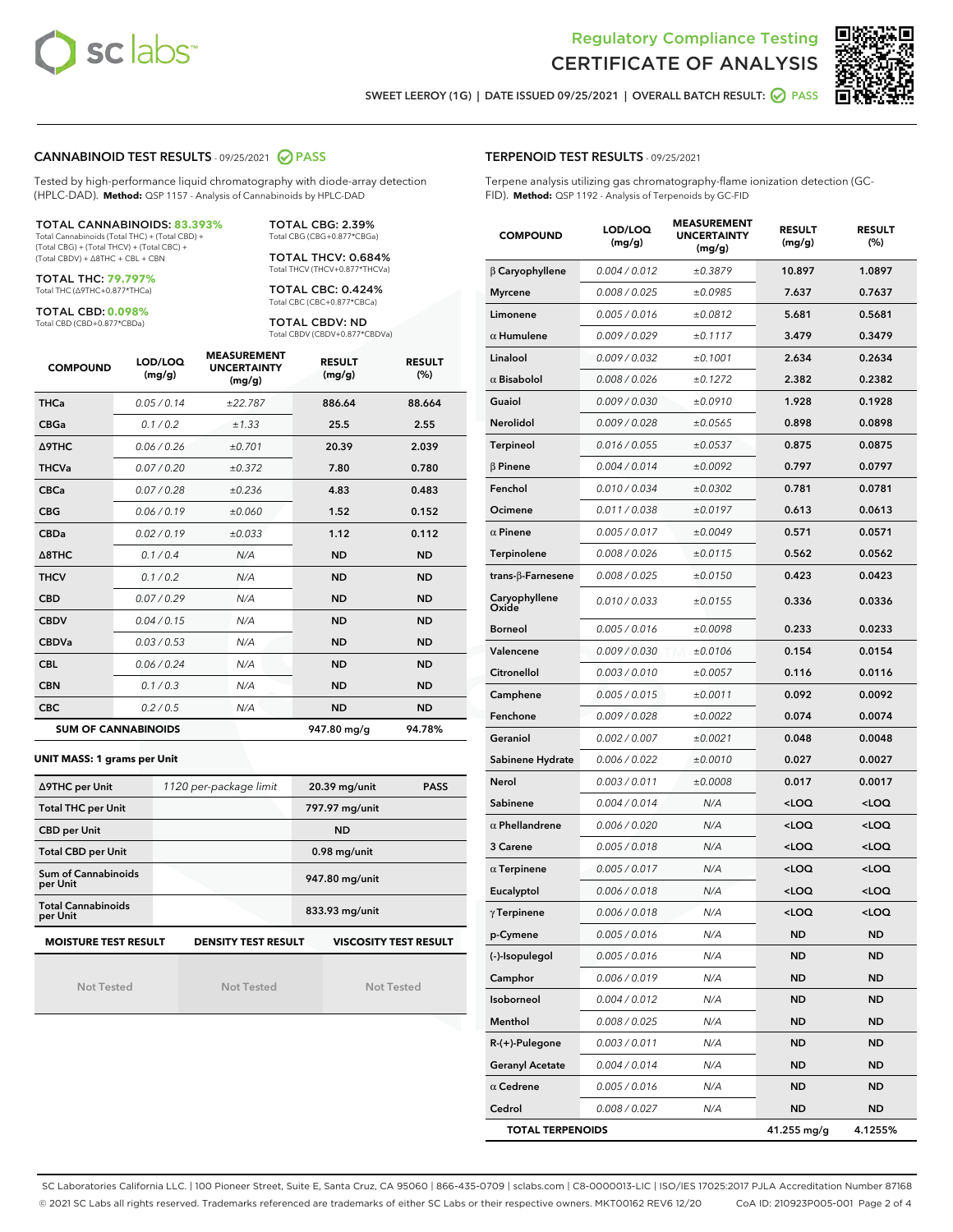Regulatory Compliance Testing
# CERTIFICATE OF ANALYSIS

SWEET LEEROY (1G) | DATE ISSUED 09/25/2021 | OVERALL BATCH RESULT: PASS

## CANNABINOID TEST RESULTS - 09/25/2021 PASS

Tested by high-performance liquid chromatography with diode-array detection (HPLC-DAD). **Method:** QSP 1157 - Analysis of Cannabinoids by HPLC-DAD

**TOTAL CANNABINOIDS: 83.393%**
Total Cannabinoids (Total THC) + (Total CBD) + (Total CBG) + (Total THCV) + (Total CBC) + (Total CBDV) + Δ8THC + CBL + CBN

**TOTAL THC: 79.797%**
Total THC (Δ9THC+0.877*THCa)

**TOTAL CBD: 0.098%**
Total CBD (CBD+0.877*CBDa)

**TOTAL CBG: 2.39%**
Total CBG (CBG+0.877*CBGa)

**TOTAL THCV: 0.684%**
Total THCV (THCV+0.877*THCVa)

**TOTAL CBC: 0.424%**
Total CBC (CBC+0.877*CBCa)

**TOTAL CBDV: ND**
Total CBDV (CBDV+0.877*CBDVa)

| COMPOUND | LOD/LOQ (mg/g) | MEASUREMENT UNCERTAINTY (mg/g) | RESULT (mg/g) | RESULT (%) |
|---|---|---|---|---|
| THCa | 0.05 / 0.14 | ±22.787 | 886.64 | 88.664 |
| CBGa | 0.1 / 0.2 | ±1.33 | 25.5 | 2.55 |
| Δ9THC | 0.06 / 0.26 | ±0.701 | 20.39 | 2.039 |
| THCVa | 0.07 / 0.20 | ±0.372 | 7.80 | 0.780 |
| CBCa | 0.07 / 0.28 | ±0.236 | 4.83 | 0.483 |
| CBG | 0.06 / 0.19 | ±0.060 | 1.52 | 0.152 |
| CBDa | 0.02 / 0.19 | ±0.033 | 1.12 | 0.112 |
| Δ8THC | 0.1 / 0.4 | N/A | ND | ND |
| THCV | 0.1 / 0.2 | N/A | ND | ND |
| CBD | 0.07 / 0.29 | N/A | ND | ND |
| CBDV | 0.04 / 0.15 | N/A | ND | ND |
| CBDVa | 0.03 / 0.53 | N/A | ND | ND |
| CBL | 0.06 / 0.24 | N/A | ND | ND |
| CBN | 0.1 / 0.3 | N/A | ND | ND |
| CBC | 0.2 / 0.5 | N/A | ND | ND |
| **SUM OF CANNABINOIDS** | | | 947.80 mg/g | 94.78% |

**UNIT MASS: 1 grams per Unit**

| | | | |
|---|---|---|---|
| Δ9THC per Unit | 1120 per-package limit | 20.39 mg/unit | PASS |
| Total THC per Unit | | 797.97 mg/unit | |
| CBD per Unit | | ND | |
| Total CBD per Unit | | 0.98 mg/unit | |
| Sum of Cannabinoids per Unit | | 947.80 mg/unit | |
| Total Cannabinoids per Unit | | 833.93 mg/unit | |

| MOISTURE TEST RESULT | DENSITY TEST RESULT | VISCOSITY TEST RESULT |
|---|---|---|
| Not Tested | Not Tested | Not Tested |

## TERPENOID TEST RESULTS - 09/25/2021

Terpene analysis utilizing gas chromatography-flame ionization detection (GC-FID). **Method:** QSP 1192 - Analysis of Terpenoids by GC-FID

| COMPOUND | LOD/LOQ (mg/g) | MEASUREMENT UNCERTAINTY (mg/g) | RESULT (mg/g) | RESULT (%) |
|---|---|---|---|---|
| β Caryophyllene | 0.004 / 0.012 | ±0.3879 | 10.897 | 1.0897 |
| Myrcene | 0.008 / 0.025 | ±0.0985 | 7.637 | 0.7637 |
| Limonene | 0.005 / 0.016 | ±0.0812 | 5.681 | 0.5681 |
| α Humulene | 0.009 / 0.029 | ±0.1117 | 3.479 | 0.3479 |
| Linalool | 0.009 / 0.032 | ±0.1001 | 2.634 | 0.2634 |
| α Bisabolol | 0.008 / 0.026 | ±0.1272 | 2.382 | 0.2382 |
| Guaiol | 0.009 / 0.030 | ±0.0910 | 1.928 | 0.1928 |
| Nerolidol | 0.009 / 0.028 | ±0.0565 | 0.898 | 0.0898 |
| Terpineol | 0.016 / 0.055 | ±0.0537 | 0.875 | 0.0875 |
| β Pinene | 0.004 / 0.014 | ±0.0092 | 0.797 | 0.0797 |
| Fenchol | 0.010 / 0.034 | ±0.0302 | 0.781 | 0.0781 |
| Ocimene | 0.011 / 0.038 | ±0.0197 | 0.613 | 0.0613 |
| α Pinene | 0.005 / 0.017 | ±0.0049 | 0.571 | 0.0571 |
| Terpinolene | 0.008 / 0.026 | ±0.0115 | 0.562 | 0.0562 |
| trans-β-Farnesene | 0.008 / 0.025 | ±0.0150 | 0.423 | 0.0423 |
| Caryophyllene Oxide | 0.010 / 0.033 | ±0.0155 | 0.336 | 0.0336 |
| Borneol | 0.005 / 0.016 | ±0.0098 | 0.233 | 0.0233 |
| Valencene | 0.009 / 0.030 | ±0.0106 | 0.154 | 0.0154 |
| Citronellol | 0.003 / 0.010 | ±0.0057 | 0.116 | 0.0116 |
| Camphene | 0.005 / 0.015 | ±0.0011 | 0.092 | 0.0092 |
| Fenchone | 0.009 / 0.028 | ±0.0022 | 0.074 | 0.0074 |
| Geraniol | 0.002 / 0.007 | ±0.0021 | 0.048 | 0.0048 |
| Sabinene Hydrate | 0.006 / 0.022 | ±0.0010 | 0.027 | 0.0027 |
| Nerol | 0.003 / 0.011 | ±0.0008 | 0.017 | 0.0017 |
| Sabinene | 0.004 / 0.014 | N/A | <LOQ | <LOQ |
| α Phellandrene | 0.006 / 0.020 | N/A | <LOQ | <LOQ |
| 3 Carene | 0.005 / 0.018 | N/A | <LOQ | <LOQ |
| α Terpinene | 0.005 / 0.017 | N/A | <LOQ | <LOQ |
| Eucalyptol | 0.006 / 0.018 | N/A | <LOQ | <LOQ |
| γ Terpinene | 0.006 / 0.018 | N/A | <LOQ | <LOQ |
| p-Cymene | 0.005 / 0.016 | N/A | ND | ND |
| (-)-Isopulegol | 0.005 / 0.016 | N/A | ND | ND |
| Camphor | 0.006 / 0.019 | N/A | ND | ND |
| Isoborneol | 0.004 / 0.012 | N/A | ND | ND |
| Menthol | 0.008 / 0.025 | N/A | ND | ND |
| R-(+)-Pulegone | 0.003 / 0.011 | N/A | ND | ND |
| Geranyl Acetate | 0.004 / 0.014 | N/A | ND | ND |
| α Cedrene | 0.005 / 0.016 | N/A | ND | ND |
| Cedrol | 0.008 / 0.027 | N/A | ND | ND |
| **TOTAL TERPENOIDS** | | | 41.255 mg/g | 4.1255% |

SC Laboratories California LLC. | 100 Pioneer Street, Suite E, Santa Cruz, CA 95060 | 866-435-0709 | sclabs.com | C8-0000013-LIC | ISO/IES 17025:2017 PJLA Accreditation Number 87168
© 2021 SC Labs all rights reserved. Trademarks referenced are trademarks of either SC Labs or their respective owners. MKT00162 REV6 12/20 CoA ID: 210923P005-001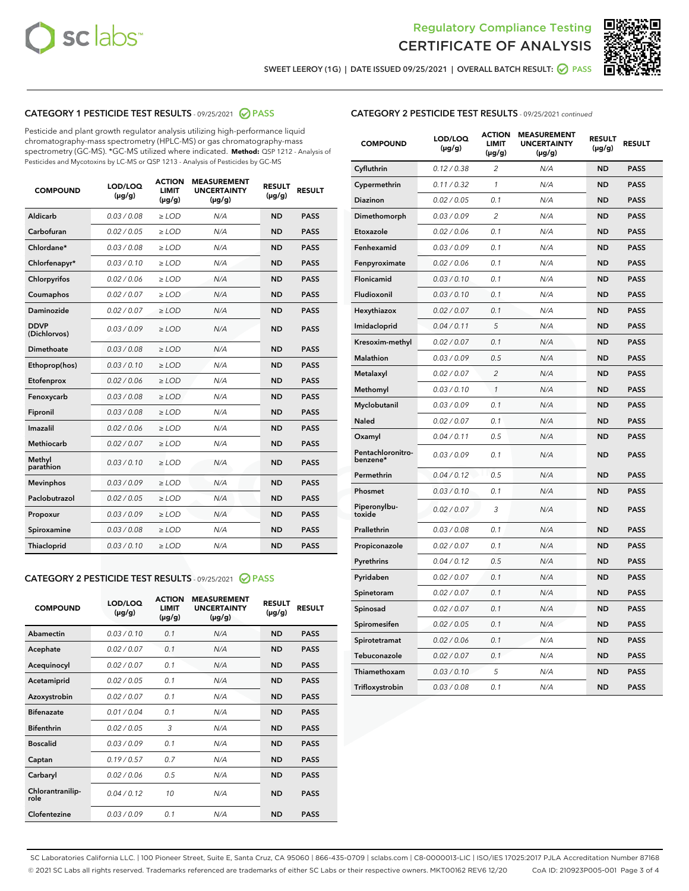Regulatory Compliance Testing

# CERTIFICATE OF ANALYSIS

SWEET LEEROY (1G) | DATE ISSUED 09/25/2021 | OVERALL BATCH RESULT: PASS

## CATEGORY 1 PESTICIDE TEST RESULTS - 09/25/2021 PASS

Pesticide and plant growth regulator analysis utilizing high-performance liquid chromatography-mass spectrometry (HPLC-MS) or gas chromatography-mass spectrometry (GC-MS). *GC-MS utilized where indicated. **Method:** QSP 1212 - Analysis of Pesticides and Mycotoxins by LC-MS or QSP 1213 - Analysis of Pesticides by GC-MS

| COMPOUND | LOD/LOQ (µg/g) | ACTION LIMIT (µg/g) | MEASUREMENT UNCERTAINTY (µg/g) | RESULT (µg/g) | RESULT |
|---|---|---|---|---|---|
| Aldicarb | 0.03 / 0.08 | ≥ LOD | N/A | ND | PASS |
| Carbofuran | 0.02 / 0.05 | ≥ LOD | N/A | ND | PASS |
| Chlordane* | 0.03 / 0.08 | ≥ LOD | N/A | ND | PASS |
| Chlorfenapyr* | 0.03 / 0.10 | ≥ LOD | N/A | ND | PASS |
| Chlorpyrifos | 0.02 / 0.06 | ≥ LOD | N/A | ND | PASS |
| Coumaphos | 0.02 / 0.07 | ≥ LOD | N/A | ND | PASS |
| Daminozide | 0.02 / 0.07 | ≥ LOD | N/A | ND | PASS |
| DDVP (Dichlorvos) | 0.03 / 0.09 | ≥ LOD | N/A | ND | PASS |
| Dimethoate | 0.03 / 0.08 | ≥ LOD | N/A | ND | PASS |
| Ethoprop(hos) | 0.03 / 0.10 | ≥ LOD | N/A | ND | PASS |
| Etofenprox | 0.02 / 0.06 | ≥ LOD | N/A | ND | PASS |
| Fenoxycarb | 0.03 / 0.08 | ≥ LOD | N/A | ND | PASS |
| Fipronil | 0.03 / 0.08 | ≥ LOD | N/A | ND | PASS |
| Imazalil | 0.02 / 0.06 | ≥ LOD | N/A | ND | PASS |
| Methiocarb | 0.02 / 0.07 | ≥ LOD | N/A | ND | PASS |
| Methyl parathion | 0.03 / 0.10 | ≥ LOD | N/A | ND | PASS |
| Mevinphos | 0.03 / 0.09 | ≥ LOD | N/A | ND | PASS |
| Paclobutrazol | 0.02 / 0.05 | ≥ LOD | N/A | ND | PASS |
| Propoxur | 0.03 / 0.09 | ≥ LOD | N/A | ND | PASS |
| Spiroxamine | 0.03 / 0.08 | ≥ LOD | N/A | ND | PASS |
| Thiacloprid | 0.03 / 0.10 | ≥ LOD | N/A | ND | PASS |

## CATEGORY 2 PESTICIDE TEST RESULTS - 09/25/2021 PASS

| COMPOUND | LOD/LOQ (µg/g) | ACTION LIMIT (µg/g) | MEASUREMENT UNCERTAINTY (µg/g) | RESULT (µg/g) | RESULT |
|---|---|---|---|---|---|
| Abamectin | 0.03 / 0.10 | 0.1 | N/A | ND | PASS |
| Acephate | 0.02 / 0.07 | 0.1 | N/A | ND | PASS |
| Acequinocyl | 0.02 / 0.07 | 0.1 | N/A | ND | PASS |
| Acetamiprid | 0.02 / 0.05 | 0.1 | N/A | ND | PASS |
| Azoxystrobin | 0.02 / 0.07 | 0.1 | N/A | ND | PASS |
| Bifenazate | 0.01 / 0.04 | 0.1 | N/A | ND | PASS |
| Bifenthrin | 0.02 / 0.05 | 3 | N/A | ND | PASS |
| Boscalid | 0.03 / 0.09 | 0.1 | N/A | ND | PASS |
| Captan | 0.19 / 0.57 | 0.7 | N/A | ND | PASS |
| Carbaryl | 0.02 / 0.06 | 0.5 | N/A | ND | PASS |
| Chlorantraniliprole | 0.04 / 0.12 | 10 | N/A | ND | PASS |
| Clofentezine | 0.03 / 0.09 | 0.1 | N/A | ND | PASS |
| Cyfluthrin | 0.12 / 0.38 | 2 | N/A | ND | PASS |
| Cypermethrin | 0.11 / 0.32 | 1 | N/A | ND | PASS |
| Diazinon | 0.02 / 0.05 | 0.1 | N/A | ND | PASS |
| Dimethomorph | 0.03 / 0.09 | 2 | N/A | ND | PASS |
| Etoxazole | 0.02 / 0.06 | 0.1 | N/A | ND | PASS |
| Fenhexamid | 0.03 / 0.09 | 0.1 | N/A | ND | PASS |
| Fenpyroximate | 0.02 / 0.06 | 0.1 | N/A | ND | PASS |
| Flonicamid | 0.03 / 0.10 | 0.1 | N/A | ND | PASS |
| Fludioxonil | 0.03 / 0.10 | 0.1 | N/A | ND | PASS |
| Hexythiazox | 0.02 / 0.07 | 0.1 | N/A | ND | PASS |
| Imidacloprid | 0.04 / 0.11 | 5 | N/A | ND | PASS |
| Kresoxim-methyl | 0.02 / 0.07 | 0.1 | N/A | ND | PASS |
| Malathion | 0.03 / 0.09 | 0.5 | N/A | ND | PASS |
| Metalaxyl | 0.02 / 0.07 | 2 | N/A | ND | PASS |
| Methomyl | 0.03 / 0.10 | 1 | N/A | ND | PASS |
| Myclobutanil | 0.03 / 0.09 | 0.1 | N/A | ND | PASS |
| Naled | 0.02 / 0.07 | 0.1 | N/A | ND | PASS |
| Oxamyl | 0.04 / 0.11 | 0.5 | N/A | ND | PASS |
| Pentachloronitrobenzene* | 0.03 / 0.09 | 0.1 | N/A | ND | PASS |
| Permethrin | 0.04 / 0.12 | 0.5 | N/A | ND | PASS |
| Phosmet | 0.03 / 0.10 | 0.1 | N/A | ND | PASS |
| Piperonylbutoxide | 0.02 / 0.07 | 3 | N/A | ND | PASS |
| Prallethrin | 0.03 / 0.08 | 0.1 | N/A | ND | PASS |
| Propiconazole | 0.02 / 0.07 | 0.1 | N/A | ND | PASS |
| Pyrethrins | 0.04 / 0.12 | 0.5 | N/A | ND | PASS |
| Pyridaben | 0.02 / 0.07 | 0.1 | N/A | ND | PASS |
| Spinetoram | 0.02 / 0.07 | 0.1 | N/A | ND | PASS |
| Spinosad | 0.02 / 0.07 | 0.1 | N/A | ND | PASS |
| Spiromesifen | 0.02 / 0.05 | 0.1 | N/A | ND | PASS |
| Spirotetramat | 0.02 / 0.06 | 0.1 | N/A | ND | PASS |
| Tebuconazole | 0.02 / 0.07 | 0.1 | N/A | ND | PASS |
| Thiamethoxam | 0.03 / 0.10 | 5 | N/A | ND | PASS |
| Trifloxystrobin | 0.03 / 0.08 | 0.1 | N/A | ND | PASS |

SC Laboratories California LLC. | 100 Pioneer Street, Suite E, Santa Cruz, CA 95060 | 866-435-0709 | sclabs.com | C8-0000013-LIC | ISO/IES 17025:2017 PJLA Accreditation Number 87168
© 2021 SC Labs all rights reserved. Trademarks referenced are trademarks of either SC Labs or their respective owners. MKT00162 REV6 12/20 CoA ID: 210923P005-001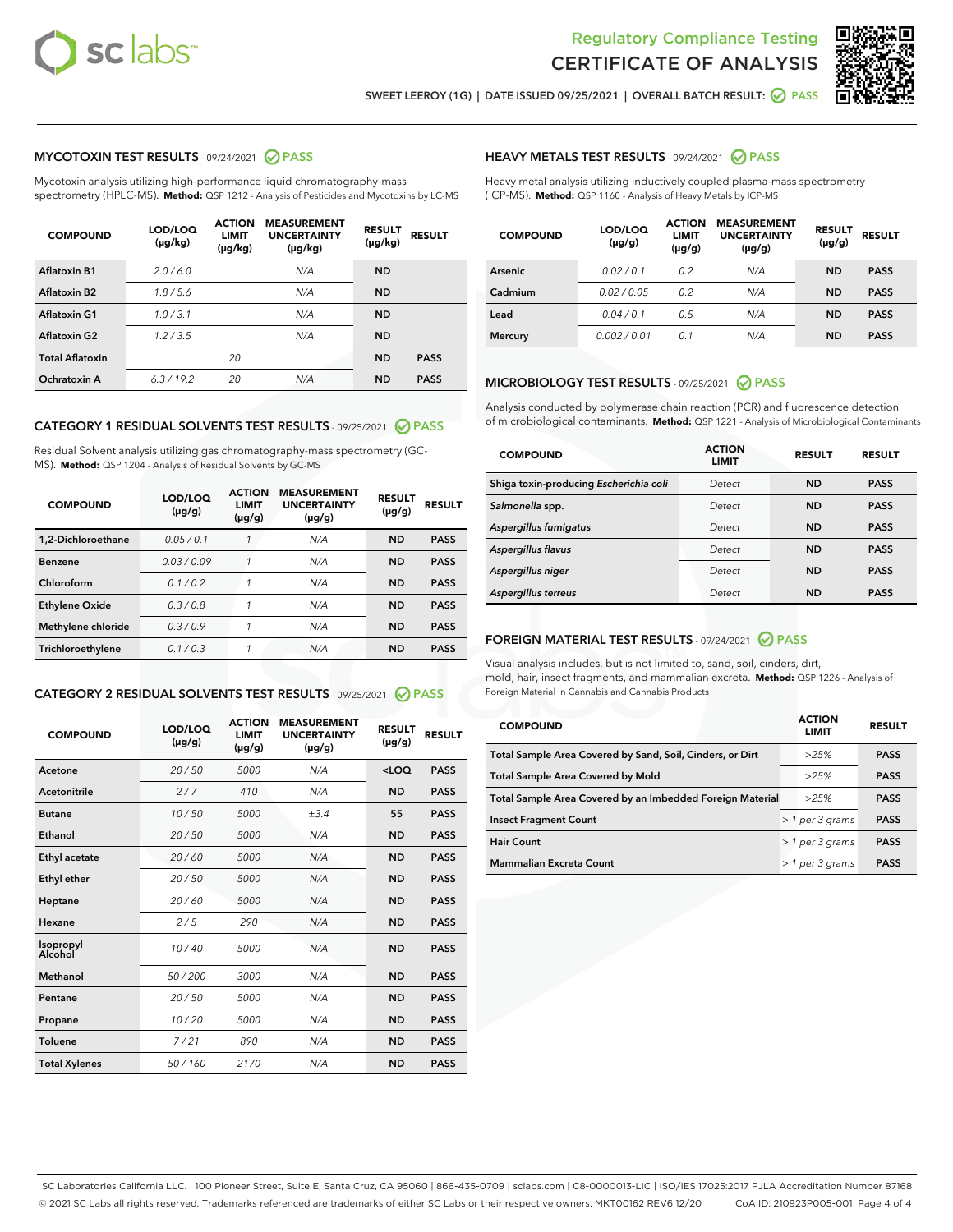# Regulatory Compliance Testing
# CERTIFICATE OF ANALYSIS

SWEET LEEROY (1G) | DATE ISSUED 09/25/2021 | OVERALL BATCH RESULT: PASS

## MYCOTOXIN TEST RESULTS - 09/24/2021 PASS

Mycotoxin analysis utilizing high-performance liquid chromatography-mass spectrometry (HPLC-MS). **Method:** QSP 1212 - Analysis of Pesticides and Mycotoxins by LC-MS

| COMPOUND | LOD/LOQ (μg/kg) | ACTION LIMIT (μg/kg) | MEASUREMENT UNCERTAINTY (μg/kg) | RESULT (μg/kg) | RESULT |
|---|---|---|---|---|---|
| Aflatoxin B1 | 2.0 / 6.0 | | N/A | ND | |
| Aflatoxin B2 | 1.8 / 5.6 | | N/A | ND | |
| Aflatoxin G1 | 1.0 / 3.1 | | N/A | ND | |
| Aflatoxin G2 | 1.2 / 3.5 | | N/A | ND | |
| Total Aflatoxin | | 20 | | ND | PASS |
| Ochratoxin A | 6.3 / 19.2 | 20 | N/A | ND | PASS |

## CATEGORY 1 RESIDUAL SOLVENTS TEST RESULTS - 09/25/2021 PASS

Residual Solvent analysis utilizing gas chromatography-mass spectrometry (GC-MS). **Method:** QSP 1204 - Analysis of Residual Solvents by GC-MS

| COMPOUND | LOD/LOQ (μg/g) | ACTION LIMIT (μg/g) | MEASUREMENT UNCERTAINTY (μg/g) | RESULT (μg/g) | RESULT |
|---|---|---|---|---|---|
| 1,2-Dichloroethane | 0.05 / 0.1 | 1 | N/A | ND | PASS |
| Benzene | 0.03 / 0.09 | 1 | N/A | ND | PASS |
| Chloroform | 0.1 / 0.2 | 1 | N/A | ND | PASS |
| Ethylene Oxide | 0.3 / 0.8 | 1 | N/A | ND | PASS |
| Methylene chloride | 0.3 / 0.9 | 1 | N/A | ND | PASS |
| Trichloroethylene | 0.1 / 0.3 | 1 | N/A | ND | PASS |

## CATEGORY 2 RESIDUAL SOLVENTS TEST RESULTS - 09/25/2021 PASS

| COMPOUND | LOD/LOQ (μg/g) | ACTION LIMIT (μg/g) | MEASUREMENT UNCERTAINTY (μg/g) | RESULT (μg/g) | RESULT |
|---|---|---|---|---|---|
| Acetone | 20 / 50 | 5000 | N/A | <LOQ | PASS |
| Acetonitrile | 2 / 7 | 410 | N/A | ND | PASS |
| Butane | 10 / 50 | 5000 | ±3.4 | 55 | PASS |
| Ethanol | 20 / 50 | 5000 | N/A | ND | PASS |
| Ethyl acetate | 20 / 60 | 5000 | N/A | ND | PASS |
| Ethyl ether | 20 / 50 | 5000 | N/A | ND | PASS |
| Heptane | 20 / 60 | 5000 | N/A | ND | PASS |
| Hexane | 2 / 5 | 290 | N/A | ND | PASS |
| Isopropyl Alcohol | 10 / 40 | 5000 | N/A | ND | PASS |
| Methanol | 50 / 200 | 3000 | N/A | ND | PASS |
| Pentane | 20 / 50 | 5000 | N/A | ND | PASS |
| Propane | 10 / 20 | 5000 | N/A | ND | PASS |
| Toluene | 7 / 21 | 890 | N/A | ND | PASS |
| Total Xylenes | 50 / 160 | 2170 | N/A | ND | PASS |

## HEAVY METALS TEST RESULTS - 09/24/2021 PASS

Heavy metal analysis utilizing inductively coupled plasma-mass spectrometry (ICP-MS). **Method:** QSP 1160 - Analysis of Heavy Metals by ICP-MS

| COMPOUND | LOD/LOQ (μg/g) | ACTION LIMIT (μg/g) | MEASUREMENT UNCERTAINTY (μg/g) | RESULT (μg/g) | RESULT |
|---|---|---|---|---|---|
| Arsenic | 0.02 / 0.1 | 0.2 | N/A | ND | PASS |
| Cadmium | 0.02 / 0.05 | 0.2 | N/A | ND | PASS |
| Lead | 0.04 / 0.1 | 0.5 | N/A | ND | PASS |
| Mercury | 0.002 / 0.01 | 0.1 | N/A | ND | PASS |

## MICROBIOLOGY TEST RESULTS - 09/25/2021 PASS

Analysis conducted by polymerase chain reaction (PCR) and fluorescence detection of microbiological contaminants. **Method:** QSP 1221 - Analysis of Microbiological Contaminants

| COMPOUND | ACTION LIMIT | RESULT | RESULT |
|---|---|---|---|
| Shiga toxin-producing *Escherichia coli* | Detect | ND | PASS |
| *Salmonella* spp. | Detect | ND | PASS |
| *Aspergillus fumigatus* | Detect | ND | PASS |
| *Aspergillus flavus* | Detect | ND | PASS |
| *Aspergillus niger* | Detect | ND | PASS |
| *Aspergillus terreus* | Detect | ND | PASS |

## FOREIGN MATERIAL TEST RESULTS - 09/24/2021 PASS

Visual analysis includes, but is not limited to, sand, soil, cinders, dirt, mold, hair, insect fragments, and mammalian excreta. **Method:** QSP 1226 - Analysis of Foreign Material in Cannabis and Cannabis Products

| COMPOUND | ACTION LIMIT | RESULT |
|---|---|---|
| Total Sample Area Covered by Sand, Soil, Cinders, or Dirt | >25% | PASS |
| Total Sample Area Covered by Mold | >25% | PASS |
| Total Sample Area Covered by an Imbedded Foreign Material | >25% | PASS |
| Insect Fragment Count | > 1 per 3 grams | PASS |
| Hair Count | > 1 per 3 grams | PASS |
| Mammalian Excreta Count | > 1 per 3 grams | PASS |

SC Laboratories California LLC. | 100 Pioneer Street, Suite E, Santa Cruz, CA 95060 | 866-435-0709 | sclabs.com | C8-0000013-LIC | ISO/IES 17025:2017 PJLA Accreditation Number 87168
© 2021 SC Labs all rights reserved. Trademarks referenced are trademarks of either SC Labs or their respective owners. MKT00162 REV6 12/20 CoA ID: 210923P005-001